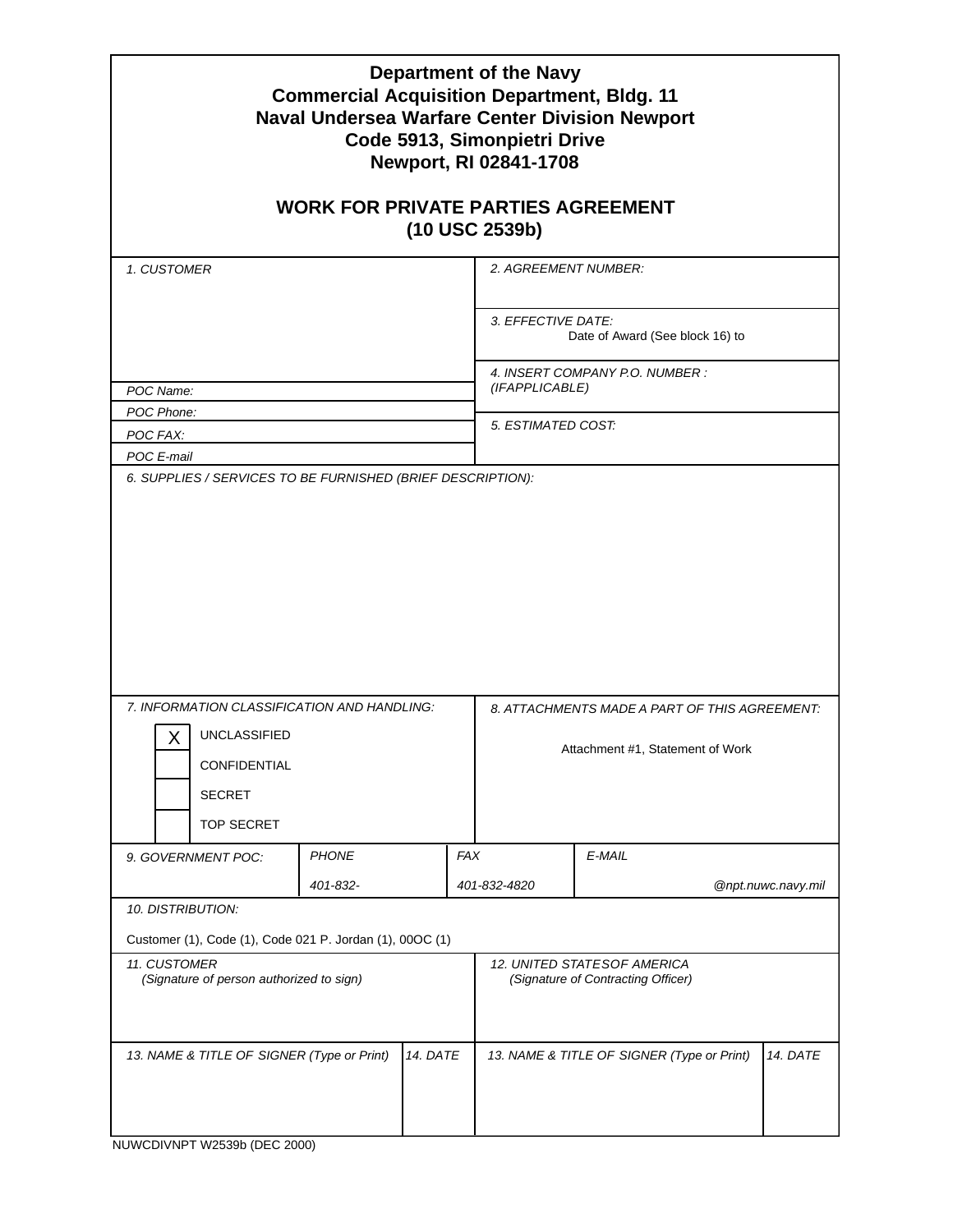# Department of the Navy
## Commercial Acquisition Department, Bldg. 11
## Naval Undersea Warfare Center Division Newport
## Code 5913, Simonpietri Drive
## Newport, RI 02841-1708

## WORK FOR PRIVATE PARTIES AGREEMENT
## (10 USC 2539b)

| | |
|---|---|
| *1. CUSTOMER* | *2. AGREEMENT NUMBER:* |
| | *3. EFFECTIVE DATE:* Date of Award (See block 16) to |
| *POC Name:* | *4. INSERT COMPANY P.O. NUMBER : (IFAPPLICABLE)* |
| *POC Phone:* | |
| *POC FAX:* | *5. ESTIMATED COST:* |
| *POC E-mail* | |

*6. SUPPLIES / SERVICES TO BE FURNISHED (BRIEF DESCRIPTION):*

| | |
|---|---|
| *7. INFORMATION CLASSIFICATION AND HANDLING:* | *8. ATTACHMENTS MADE A PART OF THIS AGREEMENT:* |
| [X] UNCLASSIFIED<br>[ ] CONFIDENTIAL<br>[ ] SECRET<br>[ ] TOP SECRET | Attachment #1, Statement of Work |

| *9. GOVERNMENT POC:* | *PHONE* | *FAX* | *E-MAIL* |
|---|---|---|---|
| | *401-832-* | *401-832-4820* | *@npt.nuwc.navy.mil* |

*10. DISTRIBUTION:*

Customer (1), Code (1), Code 021 P. Jordan (1), 00OC (1)

| | | | |
|---|---|---|---|
| *11. CUSTOMER (Signature of person authorized to sign)* | | *12. UNITED STATESOF AMERICA (Signature of Contracting Officer)* | |
| *13. NAME & TITLE OF SIGNER (Type or Print)* | *14. DATE* | *13. NAME & TITLE OF SIGNER (Type or Print)* | *14. DATE* |
| | | | |

NUWCDIVNPT W2539b (DEC 2000)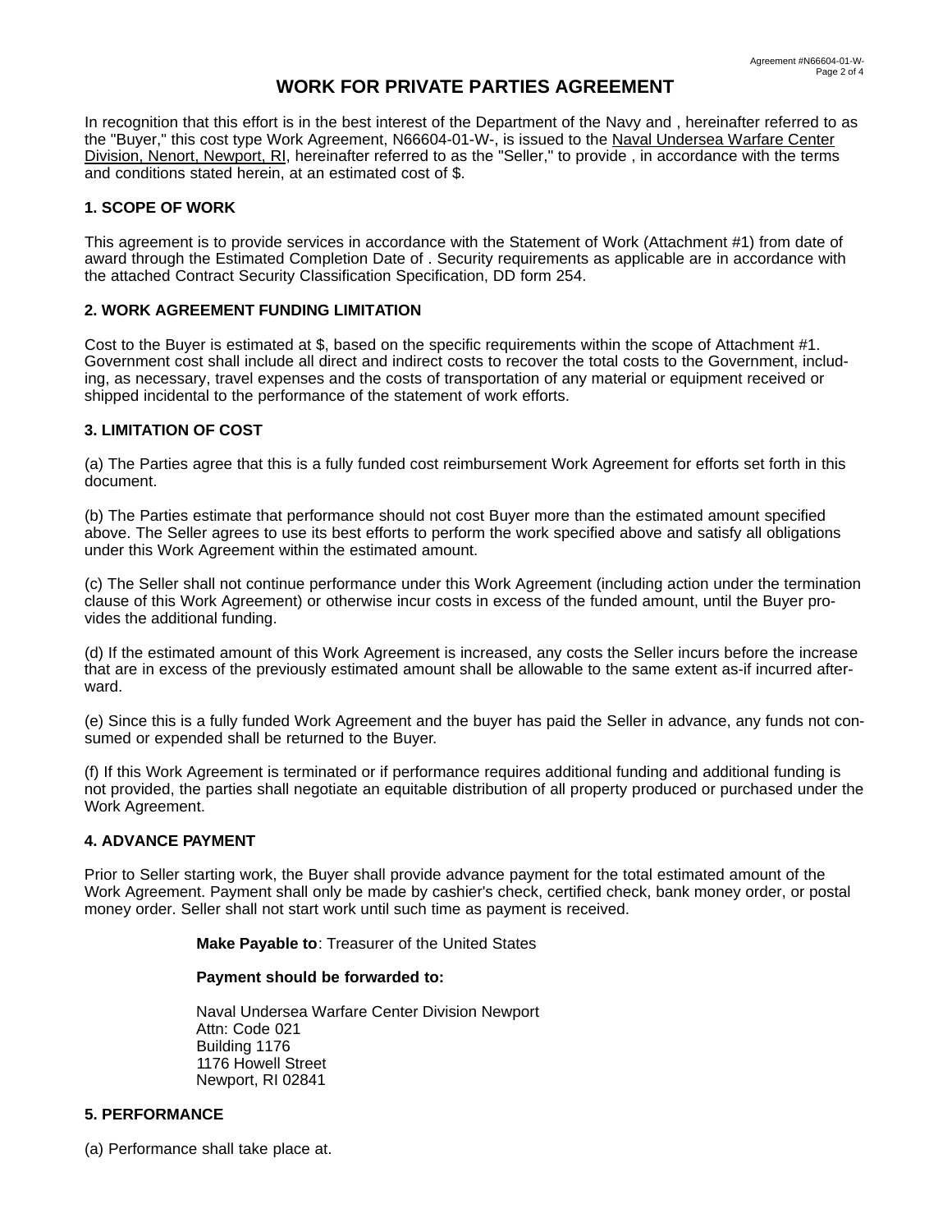# WORK FOR PRIVATE PARTIES AGREEMENT

In recognition that this effort is in the best interest of the Department of the Navy and , hereinafter referred to as the "Buyer," this cost type Work Agreement, N66604-01-W-, is issued to the Naval Undersea Warfare Center Division, Nenort, Newport, RI, hereinafter referred to as the "Seller," to provide , in accordance with the terms and conditions stated herein, at an estimated cost of $.

## 1. SCOPE OF WORK

This agreement is to provide services in accordance with the Statement of Work (Attachment #1) from date of award through the Estimated Completion Date of . Security requirements as applicable are in accordance with the attached Contract Security Classification Specification, DD form 254.

## 2. WORK AGREEMENT FUNDING LIMITATION

Cost to the Buyer is estimated at $, based on the specific requirements within the scope of Attachment #1. Government cost shall include all direct and indirect costs to recover the total costs to the Government, including, as necessary, travel expenses and the costs of transportation of any material or equipment received or shipped incidental to the performance of the statement of work efforts.

## 3. LIMITATION OF COST

(a) The Parties agree that this is a fully funded cost reimbursement Work Agreement for efforts set forth in this document.

(b) The Parties estimate that performance should not cost Buyer more than the estimated amount specified above. The Seller agrees to use its best efforts to perform the work specified above and satisfy all obligations under this Work Agreement within the estimated amount.

(c) The Seller shall not continue performance under this Work Agreement (including action under the termination clause of this Work Agreement) or otherwise incur costs in excess of the funded amount, until the Buyer provides the additional funding.

(d) If the estimated amount of this Work Agreement is increased, any costs the Seller incurs before the increase that are in excess of the previously estimated amount shall be allowable to the same extent as-if incurred afterward.

(e) Since this is a fully funded Work Agreement and the buyer has paid the Seller in advance, any funds not consumed or expended shall be returned to the Buyer.

(f) If this Work Agreement is terminated or if performance requires additional funding and additional funding is not provided, the parties shall negotiate an equitable distribution of all property produced or purchased under the Work Agreement.

## 4. ADVANCE PAYMENT

Prior to Seller starting work, the Buyer shall provide advance payment for the total estimated amount of the Work Agreement. Payment shall only be made by cashier's check, certified check, bank money order, or postal money order. Seller shall not start work until such time as payment is received.

**Make Payable to**: Treasurer of the United States

**Payment should be forwarded to:**

Naval Undersea Warfare Center Division Newport
Attn: Code 021
Building 1176
1176 Howell Street
Newport, RI 02841

## 5. PERFORMANCE

(a) Performance shall take place at.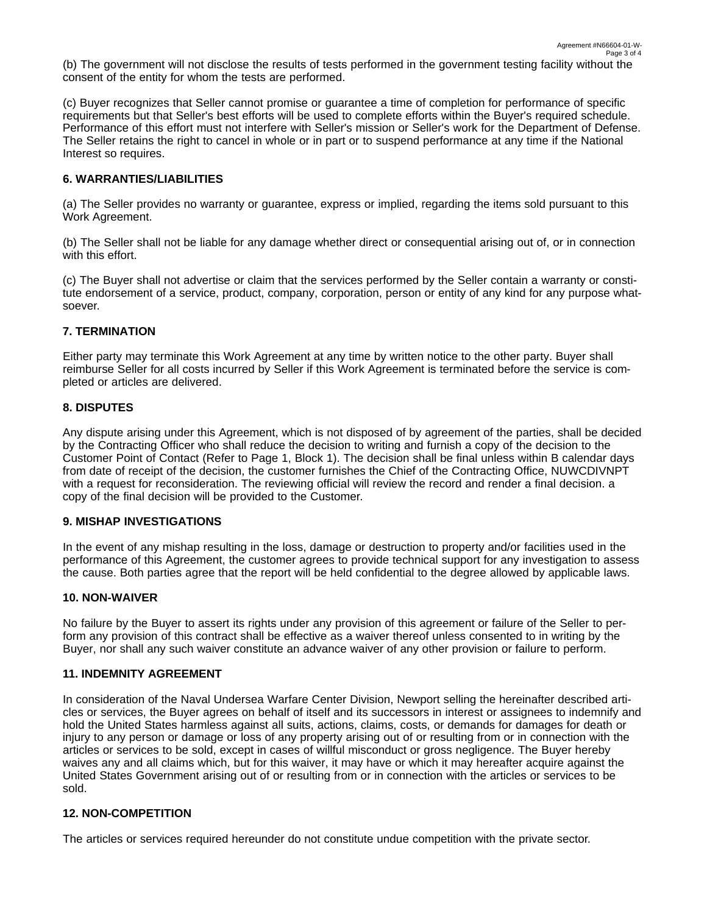(b) The government will not disclose the results of tests performed in the government testing facility without the consent of the entity for whom the tests are performed.

(c) Buyer recognizes that Seller cannot promise or guarantee a time of completion for performance of specific requirements but that Seller's best efforts will be used to complete efforts within the Buyer's required schedule. Performance of this effort must not interfere with Seller's mission or Seller's work for the Department of Defense. The Seller retains the right to cancel in whole or in part or to suspend performance at any time if the National Interest so requires.

**6. WARRANTIES/LIABILITIES**

(a) The Seller provides no warranty or guarantee, express or implied, regarding the items sold pursuant to this Work Agreement.

(b) The Seller shall not be liable for any damage whether direct or consequential arising out of, or in connection with this effort.

(c) The Buyer shall not advertise or claim that the services performed by the Seller contain a warranty or constitute endorsement of a service, product, company, corporation, person or entity of any kind for any purpose whatsoever.

**7. TERMINATION**

Either party may terminate this Work Agreement at any time by written notice to the other party. Buyer shall reimburse Seller for all costs incurred by Seller if this Work Agreement is terminated before the service is completed or articles are delivered.

**8. DISPUTES**

Any dispute arising under this Agreement, which is not disposed of by agreement of the parties, shall be decided by the Contracting Officer who shall reduce the decision to writing and furnish a copy of the decision to the Customer Point of Contact (Refer to Page 1, Block 1). The decision shall be final unless within B calendar days from date of receipt of the decision, the customer furnishes the Chief of the Contracting Office, NUWCDIVNPT with a request for reconsideration. The reviewing official will review the record and render a final decision. a copy of the final decision will be provided to the Customer.

**9. MISHAP INVESTIGATIONS**

In the event of any mishap resulting in the loss, damage or destruction to property and/or facilities used in the performance of this Agreement, the customer agrees to provide technical support for any investigation to assess the cause. Both parties agree that the report will be held confidential to the degree allowed by applicable laws.

**10. NON-WAIVER**

No failure by the Buyer to assert its rights under any provision of this agreement or failure of the Seller to perform any provision of this contract shall be effective as a waiver thereof unless consented to in writing by the Buyer, nor shall any such waiver constitute an advance waiver of any other provision or failure to perform.

**11. INDEMNITY AGREEMENT**

In consideration of the Naval Undersea Warfare Center Division, Newport selling the hereinafter described articles or services, the Buyer agrees on behalf of itself and its successors in interest or assignees to indemnify and hold the United States harmless against all suits, actions, claims, costs, or demands for damages for death or injury to any person or damage or loss of any property arising out of or resulting from or in connection with the articles or services to be sold, except in cases of willful misconduct or gross negligence. The Buyer hereby waives any and all claims which, but for this waiver, it may have or which it may hereafter acquire against the United States Government arising out of or resulting from or in connection with the articles or services to be sold.

**12. NON-COMPETITION**

The articles or services required hereunder do not constitute undue competition with the private sector.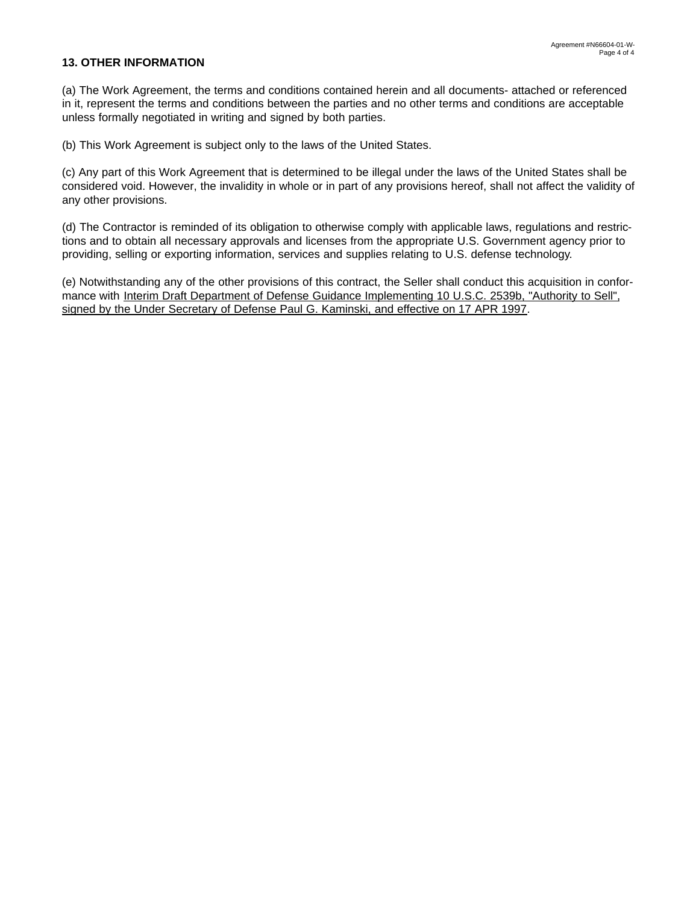## 13. OTHER INFORMATION

(a) The Work Agreement, the terms and conditions contained herein and all documents- attached or referenced in it, represent the terms and conditions between the parties and no other terms and conditions are acceptable unless formally negotiated in writing and signed by both parties.

(b) This Work Agreement is subject only to the laws of the United States.

(c) Any part of this Work Agreement that is determined to be illegal under the laws of the United States shall be considered void. However, the invalidity in whole or in part of any provisions hereof, shall not affect the validity of any other provisions.

(d) The Contractor is reminded of its obligation to otherwise comply with applicable laws, regulations and restrictions and to obtain all necessary approvals and licenses from the appropriate U.S. Government agency prior to providing, selling or exporting information, services and supplies relating to U.S. defense technology.

(e) Notwithstanding any of the other provisions of this contract, the Seller shall conduct this acquisition in conformance with <u>Interim Draft Department of Defense Guidance Implementing 10 U.S.C. 2539b, "Authority to Sell", signed by the Under Secretary of Defense Paul G. Kaminski, and effective on 17 APR 1997</u>.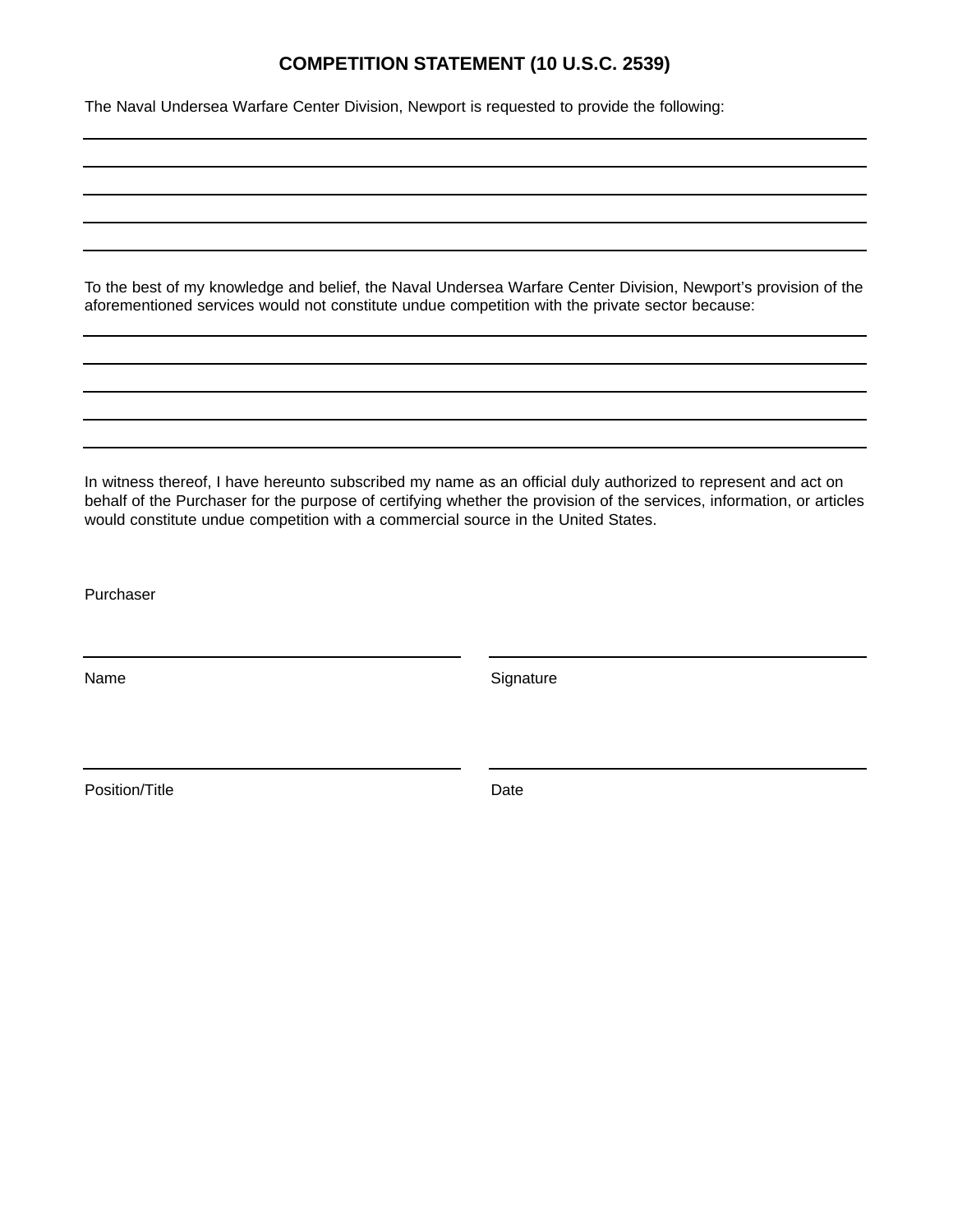# COMPETITION STATEMENT (10 U.S.C. 2539)

The Naval Undersea Warfare Center Division, Newport is requested to provide the following:

______________________________________________________________________________

______________________________________________________________________________

______________________________________________________________________________

______________________________________________________________________________

______________________________________________________________________________

To the best of my knowledge and belief, the Naval Undersea Warfare Center Division, Newport's provision of the aforementioned services would not constitute undue competition with the private sector because:

______________________________________________________________________________

______________________________________________________________________________

______________________________________________________________________________

______________________________________________________________________________

______________________________________________________________________________

In witness thereof, I have hereunto subscribed my name as an official duly authorized to represent and act on behalf of the Purchaser for the purpose of certifying whether the provision of the services, information, or articles would constitute undue competition with a commercial source in the United States.

Purchaser

| ______________________________ | ______________________________ |
| --- | --- |
| Name | Signature |
| ______________________________ | ______________________________ |
| Position/Title | Date |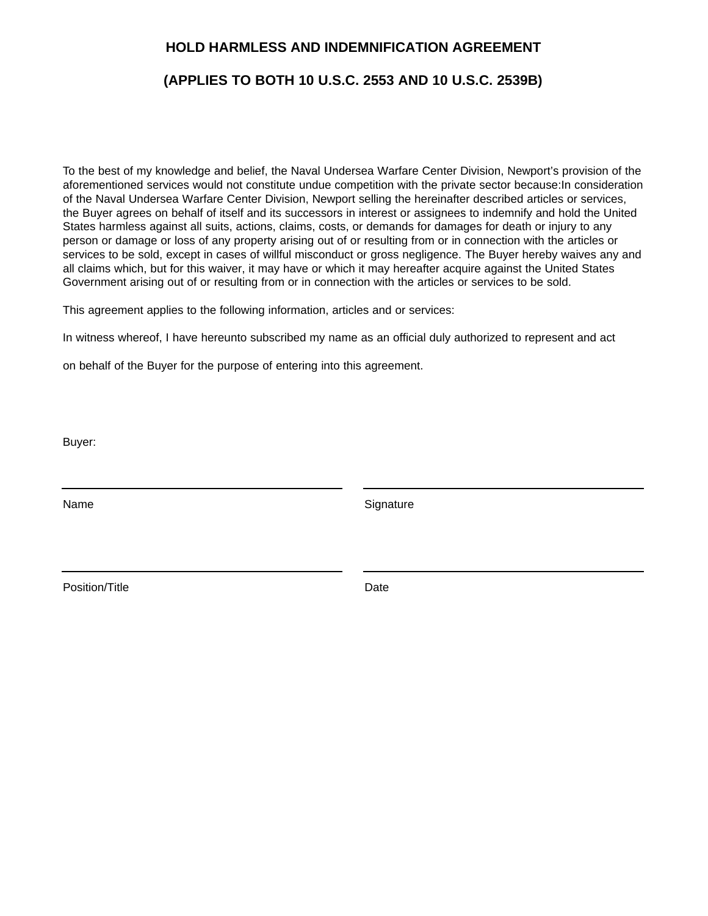# HOLD HARMLESS AND INDEMNIFICATION AGREEMENT

## (APPLIES TO BOTH 10 U.S.C. 2553 AND 10 U.S.C. 2539B)

To the best of my knowledge and belief, the Naval Undersea Warfare Center Division, Newport's provision of the aforementioned services would not constitute undue competition with the private sector because:In consideration of the Naval Undersea Warfare Center Division, Newport selling the hereinafter described articles or services, the Buyer agrees on behalf of itself and its successors in interest or assignees to indemnify and hold the United States harmless against all suits, actions, claims, costs, or demands for damages for death or injury to any person or damage or loss of any property arising out of or resulting from or in connection with the articles or services to be sold, except in cases of willful misconduct or gross negligence. The Buyer hereby waives any and all claims which, but for this waiver, it may have or which it may hereafter acquire against the United States Government arising out of or resulting from or in connection with the articles or services to be sold.

This agreement applies to the following information, articles and or services:

In witness whereof, I have hereunto subscribed my name as an official duly authorized to represent and act

on behalf of the Buyer for the purpose of entering into this agreement.

Buyer:

Name

Signature

Position/Title

Date